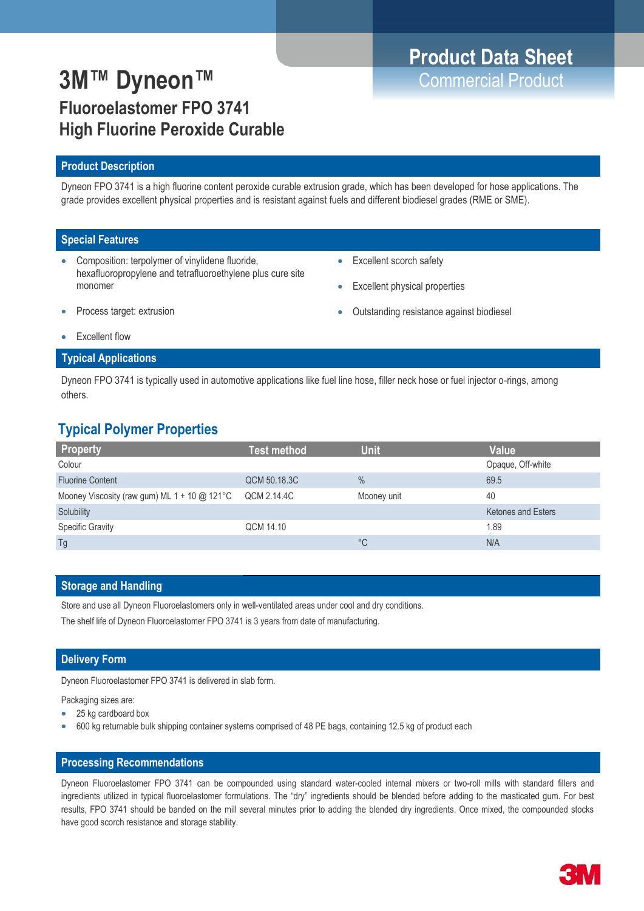# Product Data Sheet
Commercial Product

# 3M™ Dyneon™

## Fluoroelastomer FPO 3741
## High Fluorine Peroxide Curable

## Product Description

Dyneon FPO 3741 is a high fluorine content peroxide curable extrusion grade, which has been developed for hose applications. The grade provides excellent physical properties and is resistant against fuels and different biodiesel grades (RME or SME).

## Special Features

- Composition: terpolymer of vinylidene fluoride, hexafluoropropylene and tetrafluoroethylene plus cure site monomer
- Process target: extrusion
- Excellent flow
- Excellent scorch safety
- Excellent physical properties
- Outstanding resistance against biodiesel

## Typical Applications

Dyneon FPO 3741 is typically used in automotive applications like fuel line hose, filler neck hose or fuel injector o-rings, among others.

## Typical Polymer Properties

| Property | Test method | Unit | Value |
|---|---|---|---|
| Colour | | | Opaque, Off-white |
| Fluorine Content | QCM 50.18.3C | % | 69.5 |
| Mooney Viscosity (raw gum) ML 1 + 10 @ 121°C | QCM 2.14.4C | Mooney unit | 40 |
| Solubility | | | Ketones and Esters |
| Specific Gravity | QCM 14.10 | | 1.89 |
| Tg | | °C | N/A |

## Storage and Handling

Store and use all Dyneon Fluoroelastomers only in well-ventilated areas under cool and dry conditions.

The shelf life of Dyneon Fluoroelastomer FPO 3741 is 3 years from date of manufacturing.

## Delivery Form

Dyneon Fluoroelastomer FPO 3741 is delivered in slab form.

Packaging sizes are:

- 25 kg cardboard box
- 600 kg returnable bulk shipping container systems comprised of 48 PE bags, containing 12.5 kg of product each

## Processing Recommendations

Dyneon Fluoroelastomer FPO 3741 can be compounded using standard water-cooled internal mixers or two-roll mills with standard fillers and ingredients utilized in typical fluoroelastomer formulations. The "dry" ingredients should be blended before adding to the masticated gum. For best results, FPO 3741 should be banded on the mill several minutes prior to adding the blended dry ingredients. Once mixed, the compounded stocks have good scorch resistance and storage stability.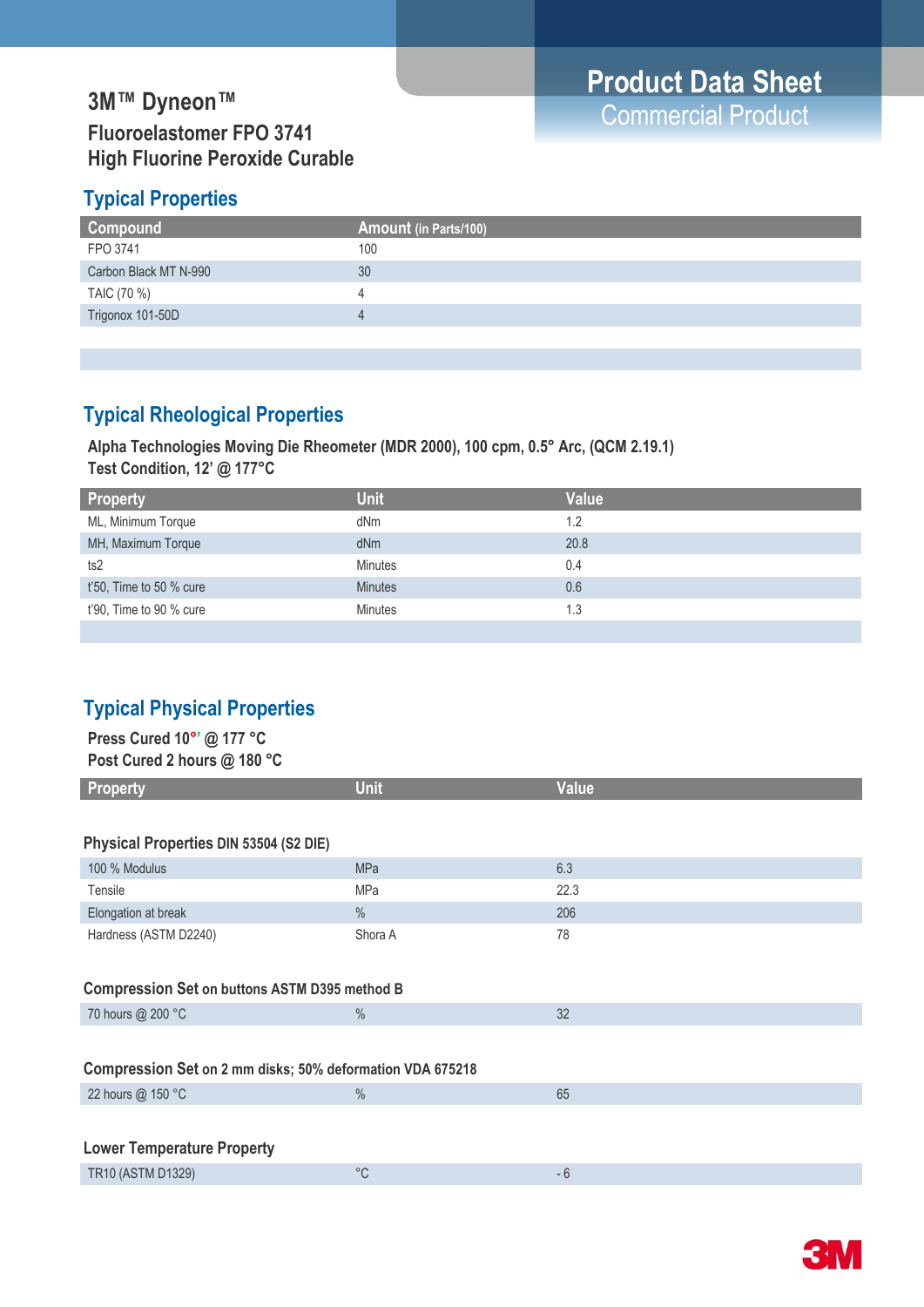Product Data Sheet
Commercial Product

# 3M™ Dyneon™

## Fluoroelastomer FPO 3741
## High Fluorine Peroxide Curable

## Typical Properties

| Compound | Amount (in Parts/100) |
|---|---|
| FPO 3741 | 100 |
| Carbon Black MT N-990 | 30 |
| TAIC (70 %) | 4 |
| Trigonox 101-50D | 4 |

## Typical Rheological Properties

**Alpha Technologies Moving Die Rheometer (MDR 2000), 100 cpm, 0.5° Arc, (QCM 2.19.1)**
**Test Condition, 12' @ 177°C**

| Property | Unit | Value |
|---|---|---|
| ML, Minimum Torque | dNm | 1.2 |
| MH, Maximum Torque | dNm | 20.8 |
| ts2 | Minutes | 0.4 |
| t'50, Time to 50 % cure | Minutes | 0.6 |
| t'90, Time to 90 % cure | Minutes | 1.3 |

## Typical Physical Properties

**Press Cured 10°' @ 177 °C**
**Post Cured 2 hours @ 180 °C**

| Property | Unit | Value |
|---|---|---|
| **Physical Properties DIN 53504 (S2 DIE)** | | |
| 100 % Modulus | MPa | 6.3 |
| Tensile | MPa | 22.3 |
| Elongation at break | % | 206 |
| Hardness (ASTM D2240) | Shora A | 78 |
| **Compression Set on buttons ASTM D395 method B** | | |
| 70 hours @ 200 °C | % | 32 |
| **Compression Set on 2 mm disks; 50% deformation VDA 675218** | | |
| 22 hours @ 150 °C | % | 65 |
| **Lower Temperature Property** | | |
| TR10 (ASTM D1329) | °C | - 6 |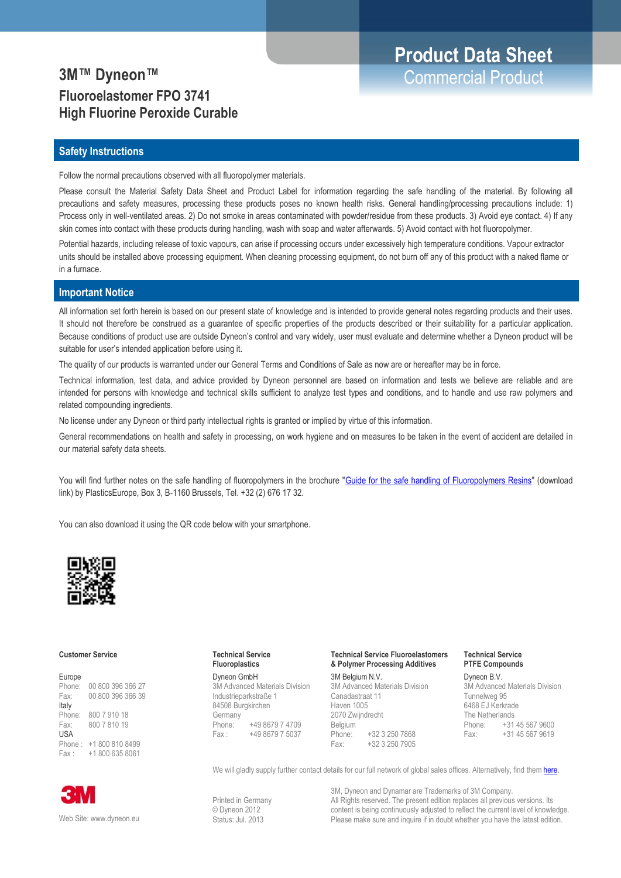# 3M™ Dyneon™

## Fluoroelastomer FPO 3741
## High Fluorine Peroxide Curable

**Product Data Sheet**
Commercial Product

## Safety Instructions

Follow the normal precautions observed with all fluoropolymer materials.

Please consult the Material Safety Data Sheet and Product Label for information regarding the safe handling of the material. By following all precautions and safety measures, processing these products poses no known health risks. General handling/processing precautions include: 1) Process only in well-ventilated areas. 2) Do not smoke in areas contaminated with powder/residue from these products. 3) Avoid eye contact. 4) If any skin comes into contact with these products during handling, wash with soap and water afterwards. 5) Avoid contact with hot fluoropolymer.

Potential hazards, including release of toxic vapours, can arise if processing occurs under excessively high temperature conditions. Vapour extractor units should be installed above processing equipment. When cleaning processing equipment, do not burn off any of this product with a naked flame or in a furnace.

## Important Notice

All information set forth herein is based on our present state of knowledge and is intended to provide general notes regarding products and their uses. It should not therefore be construed as a guarantee of specific properties of the products described or their suitability for a particular application. Because conditions of product use are outside Dyneon's control and vary widely, user must evaluate and determine whether a Dyneon product will be suitable for user's intended application before using it.

The quality of our products is warranted under our General Terms and Conditions of Sale as now are or hereafter may be in force.

Technical information, test data, and advice provided by Dyneon personnel are based on information and tests we believe are reliable and are intended for persons with knowledge and technical skills sufficient to analyze test types and conditions, and to handle and use raw polymers and related compounding ingredients.

No license under any Dyneon or third party intellectual rights is granted or implied by virtue of this information.

General recommendations on health and safety in processing, on work hygiene and on measures to be taken in the event of accident are detailed in our material safety data sheets.

You will find further notes on the safe handling of fluoropolymers in the brochure "Guide for the safe handling of Fluoropolymers Resins" (download link) by PlasticsEurope, Box 3, B-1160 Brussels, Tel. +32 (2) 676 17 32.

You can also download it using the QR code below with your smartphone.

**Customer Service**

Europe
Phone: 00 800 396 366 27
Fax: 00 800 396 366 39
Italy
Phone: 800 7 910 18
Fax: 800 7 810 19
USA
Phone : +1 800 810 8499
Fax : +1 800 635 8061

**Technical Service Fluoroplastics**

Dyneon GmbH
3M Advanced Materials Division
Industrieparkstraße 1
84508 Burgkirchen
Germany
Phone: +49 8679 7 4709
Fax : +49 8679 7 5037

**Technical Service Fluoroelastomers & Polymer Processing Additives**

3M Belgium N.V.
3M Advanced Materials Division
Canadastraat 11
Haven 1005
2070 Zwijndrecht
Belgium
Phone: +32 3 250 7868
Fax: +32 3 250 7905

**Technical Service PTFE Compounds**

Dyneon B.V.
3M Advanced Materials Division
Tunnelweg 95
6468 EJ Kerkrade
The Netherlands
Phone: +31 45 567 9600
Fax: +31 45 567 9619

We will gladly supply further contact details for our full network of global sales offices. Alternatively, find them here.

Web Site: www.dyneon.eu

Printed in Germany
© Dyneon 2012
Status: Jul. 2013

3M, Dyneon and Dynamar are Trademarks of 3M Company.
All Rights reserved. The present edition replaces all previous versions. Its content is being continuously adjusted to reflect the current level of knowledge. Please make sure and inquire if in doubt whether you have the latest edition.